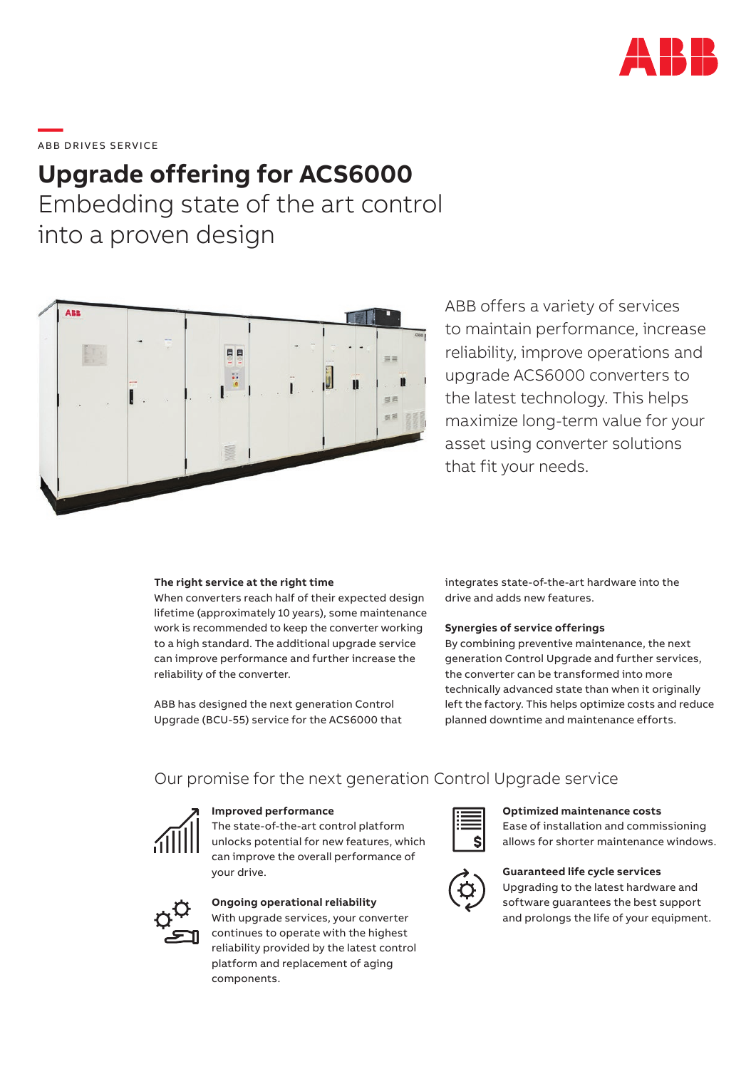ABB DRIVES SERVICE

# Upgrade offering for ACS6000

## Embedding state of the art control into a proven design

ABB offers a variety of services to maintain performance, increase reliability, improve operations and upgrade ACS6000 converters to the latest technology. This helps maximize long-term value for your asset using converter solutions that fit your needs.

**The right service at the right time**

When converters reach half of their expected design lifetime (approximately 10 years), some maintenance work is recommended to keep the converter working to a high standard. The additional upgrade service can improve performance and further increase the reliability of the converter.

ABB has designed the next generation Control Upgrade (BCU-55) service for the ACS6000 that integrates state-of-the-art hardware into the drive and adds new features.

**Synergies of service offerings**

By combining preventive maintenance, the next generation Control Upgrade and further services, the converter can be transformed into more technically advanced state than when it originally left the factory. This helps optimize costs and reduce planned downtime and maintenance efforts.

## Our promise for the next generation Control Upgrade service

**Improved performance**

The state-of-the-art control platform unlocks potential for new features, which can improve the overall performance of your drive.

**Ongoing operational reliability**

With upgrade services, your converter continues to operate with the highest reliability provided by the latest control platform and replacement of aging components.

**Optimized maintenance costs**

Ease of installation and commissioning allows for shorter maintenance windows.

**Guaranteed life cycle services**

Upgrading to the latest hardware and software guarantees the best support and prolongs the life of your equipment.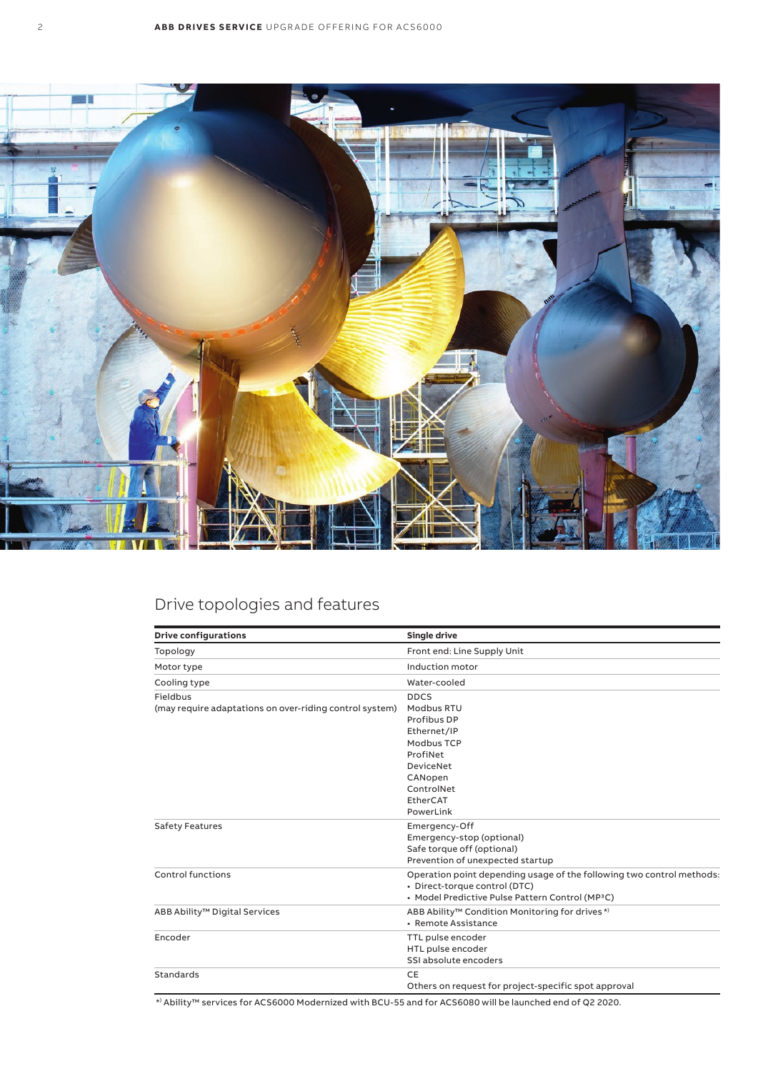## Drive topologies and features

| Drive configurations | Single drive |
|---|---|
| Topology | Front end: Line Supply Unit |
| Motor type | Induction motor |
| Cooling type | Water-cooled |
| Fieldbus<br>(may require adaptations on over-riding control system) | DDCS<br>Modbus RTU<br>Profibus DP<br>Ethernet/IP<br>Modbus TCP<br>ProfiNet<br>DeviceNet<br>CANopen<br>ControlNet<br>EtherCAT<br>PowerLink |
| Safety Features | Emergency-Off<br>Emergency-stop (optional)<br>Safe torque off (optional)<br>Prevention of unexpected startup |
| Control functions | Operation point depending usage of the following two control methods:<br>• Direct-torque control (DTC)<br>• Model Predictive Pulse Pattern Control (MP³C) |
| ABB Ability™ Digital Services | ABB Ability™ Condition Monitoring for drives *)<br>• Remote Assistance |
| Encoder | TTL pulse encoder<br>HTL pulse encoder<br>SSI absolute encoders |
| Standards | CE<br>Others on request for project-specific spot approval |

*) Ability™ services for ACS6000 Modernized with BCU-55 and for ACS6080 will be launched end of Q2 2020.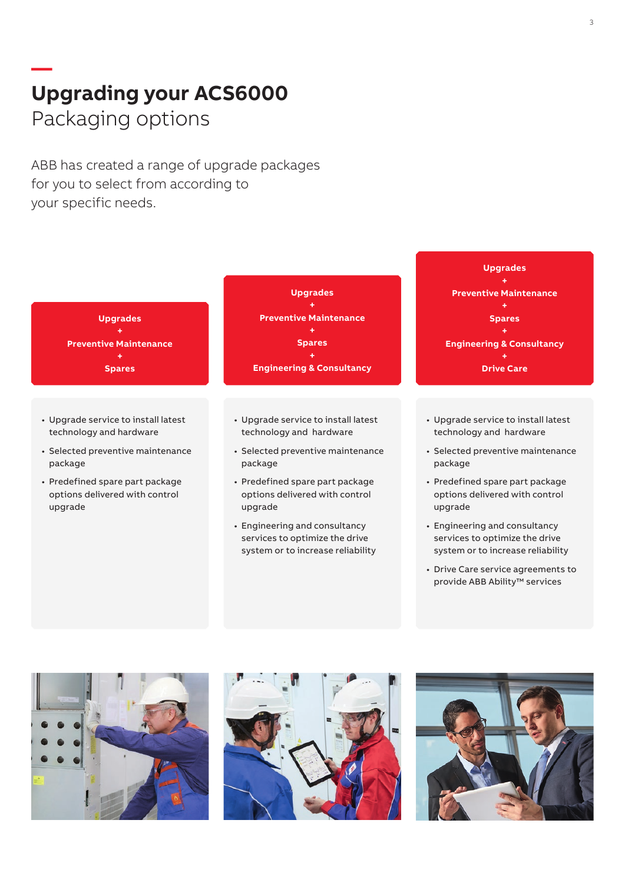# Upgrading your ACS6000
## Packaging options

ABB has created a range of upgrade packages for you to select from according to your specific needs.

**Upgrades + Preventive Maintenance + Spares**

- Upgrade service to install latest technology and hardware
- Selected preventive maintenance package
- Predefined spare part package options delivered with control upgrade

**Upgrades + Preventive Maintenance + Spares + Engineering & Consultancy**

- Upgrade service to install latest technology and hardware
- Selected preventive maintenance package
- Predefined spare part package options delivered with control upgrade
- Engineering and consultancy services to optimize the drive system or to increase reliability

**Upgrades + Preventive Maintenance + Spares + Engineering & Consultancy + Drive Care**

- Upgrade service to install latest technology and hardware
- Selected preventive maintenance package
- Predefined spare part package options delivered with control upgrade
- Engineering and consultancy services to optimize the drive system or to increase reliability
- Drive Care service agreements to provide ABB Ability™ services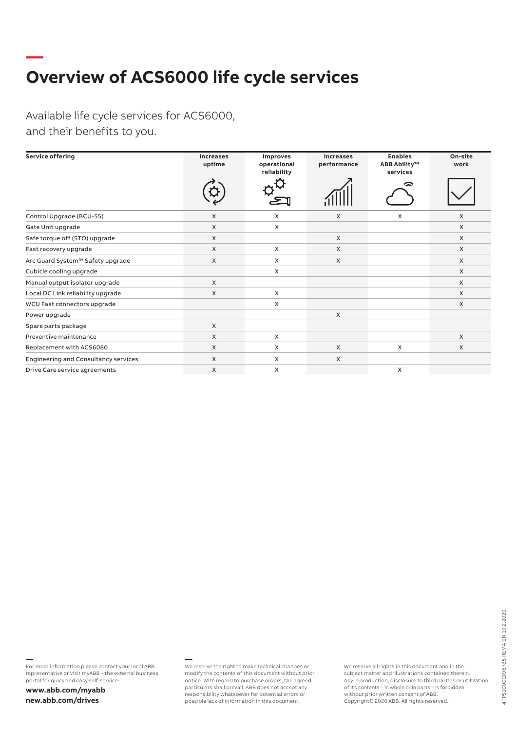# Overview of ACS6000 life cycle services

Available life cycle services for ACS6000, and their benefits to you.

| Service offering | Increases uptime | Improves operational reliability | Increases performance | Enables ABB Ability™ services | On-site work |
|---|---|---|---|---|---|
| Control Upgrade (BCU-55) | X | X | X | X | X |
| Gate Unit upgrade | X | X | | | X |
| Safe torque off (STO) upgrade | X | | X | | X |
| Fast recovery upgrade | X | X | X | | X |
| Arc Guard System™ Safety upgrade | X | X | X | | X |
| Cubicle cooling upgrade | | X | | | X |
| Manual output isolator upgrade | X | | | | X |
| Local DC Link reliability upgrade | X | X | | | X |
| WCU Fast connectors upgrade | | X | | | X |
| Power upgrade | | | X | | |
| Spare parts package | X | | | | |
| Preventive maintenance | X | X | | | X |
| Replacement with ACS6080 | X | X | X | X | X |
| Engineering and Consultancy services | X | X | X | | |
| Drive Care service agreements | X | X | | X | |

For more information please contact your local ABB representative or visit myABB – the external business portal for quick and easy self-service:

**www.abb.com/myabb**
**new.abb.com/drives**

We reserve the right to make technical changes or modify the contents of this document without prior notice. With regard to purchase orders, the agreed particulars shall prevail. ABB does not accept any responsibility whatsoever for potential errors or possible lack of information in this document.

We reserve all rights in this document and in the subject matter and illustrations contained therein. Any reproduction, disclosure to third parties or utilization of its contents – in whole or in parts – is forbidden without prior written consent of ABB.
Copyright© 2020 ABB. All rights reserved.

4FPS10001096785 REV A EN 19.2.2020